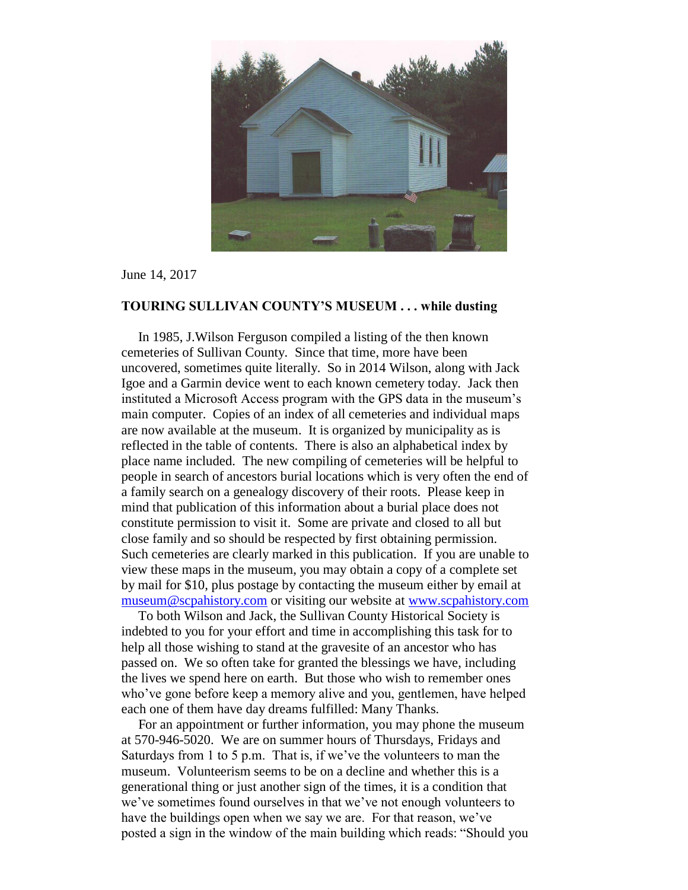June 14, 2017

**TOURING SULLIVAN COUNTY'S MUSEUM . . . while dusting**

In 1985, J.Wilson Ferguson compiled a listing of the then known cemeteries of Sullivan County. Since that time, more have been uncovered, sometimes quite literally. So in 2014 Wilson, along with Jack Igoe and a Garmin device went to each known cemetery today. Jack then instituted a Microsoft Access program with the GPS data in the museum's main computer. Copies of an index of all cemeteries and individual maps are now available at the museum. It is organized by municipality as is reflected in the table of contents. There is also an alphabetical index by place name included. The new compiling of cemeteries will be helpful to people in search of ancestors burial locations which is very often the end of a family search on a genealogy discovery of their roots. Please keep in mind that publication of this information about a burial place does not constitute permission to visit it. Some are private and closed to all but close family and so should be respected by first obtaining permission. Such cemeteries are clearly marked in this publication. If you are unable to view these maps in the museum, you may obtain a copy of a complete set by mail for $10, plus postage by contacting the museum either by email at museum@scpahistory.com or visiting our website at www.scpahistory.com

To both Wilson and Jack, the Sullivan County Historical Society is indebted to you for your effort and time in accomplishing this task for to help all those wishing to stand at the gravesite of an ancestor who has passed on. We so often take for granted the blessings we have, including the lives we spend here on earth. But those who wish to remember ones who've gone before keep a memory alive and you, gentlemen, have helped each one of them have day dreams fulfilled: Many Thanks.

For an appointment or further information, you may phone the museum at 570-946-5020. We are on summer hours of Thursdays, Fridays and Saturdays from 1 to 5 p.m. That is, if we've the volunteers to man the museum. Volunteerism seems to be on a decline and whether this is a generational thing or just another sign of the times, it is a condition that we've sometimes found ourselves in that we've not enough volunteers to have the buildings open when we say we are. For that reason, we've posted a sign in the window of the main building which reads: "Should you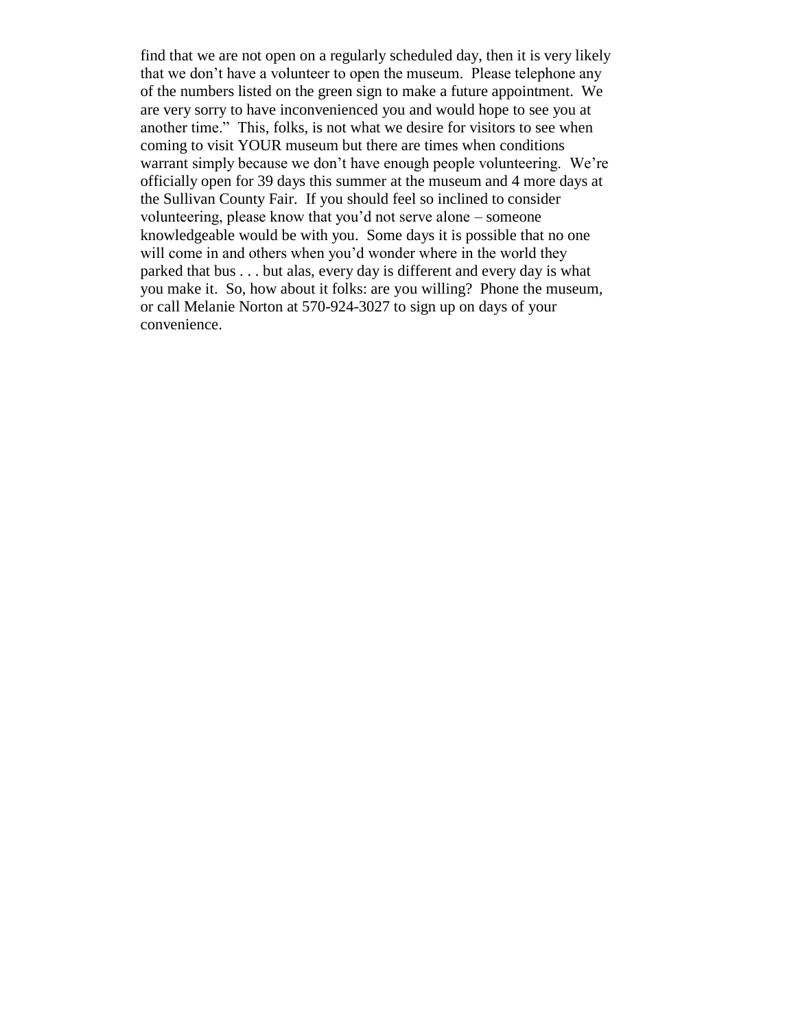find that we are not open on a regularly scheduled day, then it is very likely that we don't have a volunteer to open the museum. Please telephone any of the numbers listed on the green sign to make a future appointment. We are very sorry to have inconvenienced you and would hope to see you at another time." This, folks, is not what we desire for visitors to see when coming to visit YOUR museum but there are times when conditions warrant simply because we don't have enough people volunteering. We're officially open for 39 days this summer at the museum and 4 more days at the Sullivan County Fair. If you should feel so inclined to consider volunteering, please know that you'd not serve alone – someone knowledgeable would be with you. Some days it is possible that no one will come in and others when you'd wonder where in the world they parked that bus . . . but alas, every day is different and every day is what you make it. So, how about it folks: are you willing? Phone the museum, or call Melanie Norton at 570-924-3027 to sign up on days of your convenience.